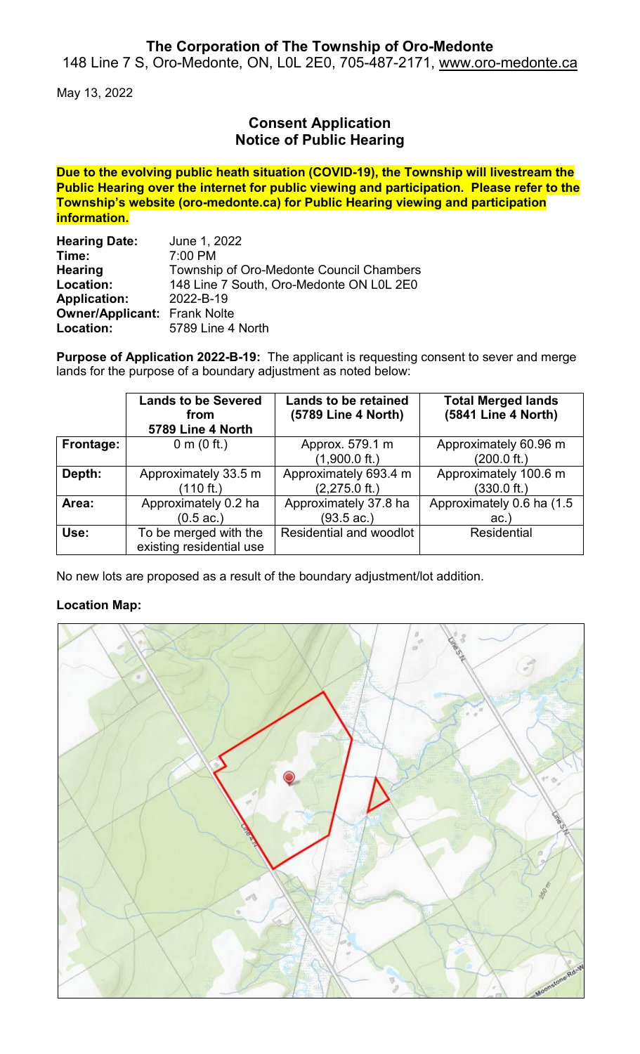**The Corporation of The Township of Oro-Medonte**
148 Line 7 S, Oro-Medonte, ON, L0L 2E0, 705-487-2171, www.oro-medonte.ca

May 13, 2022

## Consent Application
## Notice of Public Hearing

**Due to the evolving public heath situation (COVID-19), the Township will livestream the Public Hearing over the internet for public viewing and participation. Please refer to the Township's website (oro-medonte.ca) for Public Hearing viewing and participation information.**

**Hearing Date:** June 1, 2022
**Time:** 7:00 PM
**Hearing Location:** Township of Oro-Medonte Council Chambers, 148 Line 7 South, Oro-Medonte ON L0L 2E0
**Application:** 2022-B-19
**Owner/Applicant:** Frank Nolte
**Location:** 5789 Line 4 North

**Purpose of Application 2022-B-19:** The applicant is requesting consent to sever and merge lands for the purpose of a boundary adjustment as noted below:

| | Lands to be Severed from 5789 Line 4 North | Lands to be retained (5789 Line 4 North) | Total Merged lands (5841 Line 4 North) |
|---|---|---|---|
| **Frontage:** | 0 m (0 ft.) | Approx. 579.1 m (1,900.0 ft.) | Approximately 60.96 m (200.0 ft.) |
| **Depth:** | Approximately 33.5 m (110 ft.) | Approximately 693.4 m (2,275.0 ft.) | Approximately 100.6 m (330.0 ft.) |
| **Area:** | Approximately 0.2 ha (0.5 ac.) | Approximately 37.8 ha (93.5 ac.) | Approximately 0.6 ha (1.5 ac.) |
| **Use:** | To be merged with the existing residential use | Residential and woodlot | Residential |

No new lots are proposed as a result of the boundary adjustment/lot addition.

**Location Map:**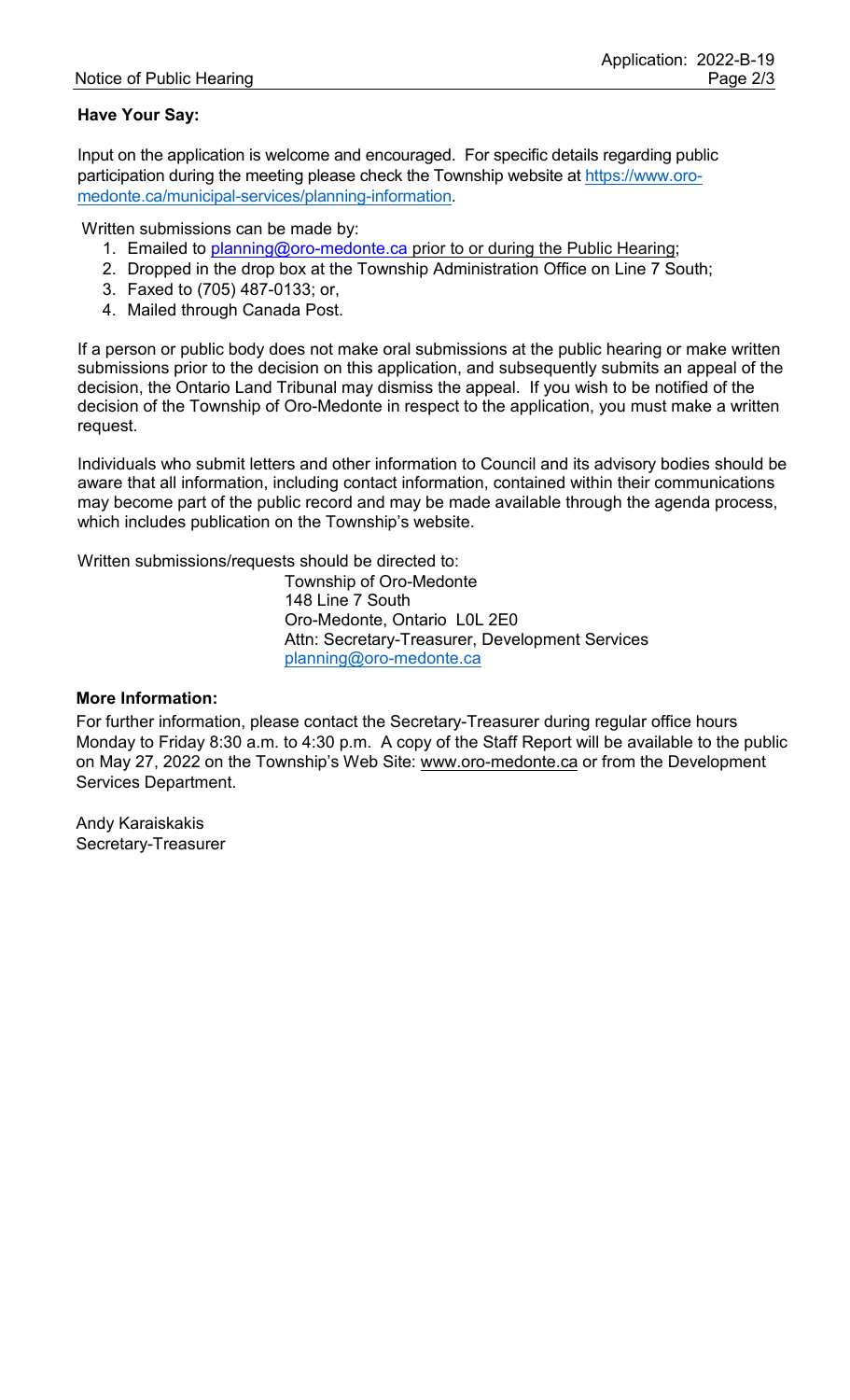**Have Your Say:**

Input on the application is welcome and encouraged. For specific details regarding public participation during the meeting please check the Township website at https://www.oro-medonte.ca/municipal-services/planning-information.

Written submissions can be made by:

1. Emailed to planning@oro-medonte.ca prior to or during the Public Hearing;
2. Dropped in the drop box at the Township Administration Office on Line 7 South;
3. Faxed to (705) 487-0133; or,
4. Mailed through Canada Post.

If a person or public body does not make oral submissions at the public hearing or make written submissions prior to the decision on this application, and subsequently submits an appeal of the decision, the Ontario Land Tribunal may dismiss the appeal. If you wish to be notified of the decision of the Township of Oro-Medonte in respect to the application, you must make a written request.

Individuals who submit letters and other information to Council and its advisory bodies should be aware that all information, including contact information, contained within their communications may become part of the public record and may be made available through the agenda process, which includes publication on the Township's website.

Written submissions/requests should be directed to:

Township of Oro-Medonte
148 Line 7 South
Oro-Medonte, Ontario L0L 2E0
Attn: Secretary-Treasurer, Development Services
planning@oro-medonte.ca

**More Information:**

For further information, please contact the Secretary-Treasurer during regular office hours Monday to Friday 8:30 a.m. to 4:30 p.m. A copy of the Staff Report will be available to the public on May 27, 2022 on the Township's Web Site: www.oro-medonte.ca or from the Development Services Department.

Andy Karaiskakis
Secretary-Treasurer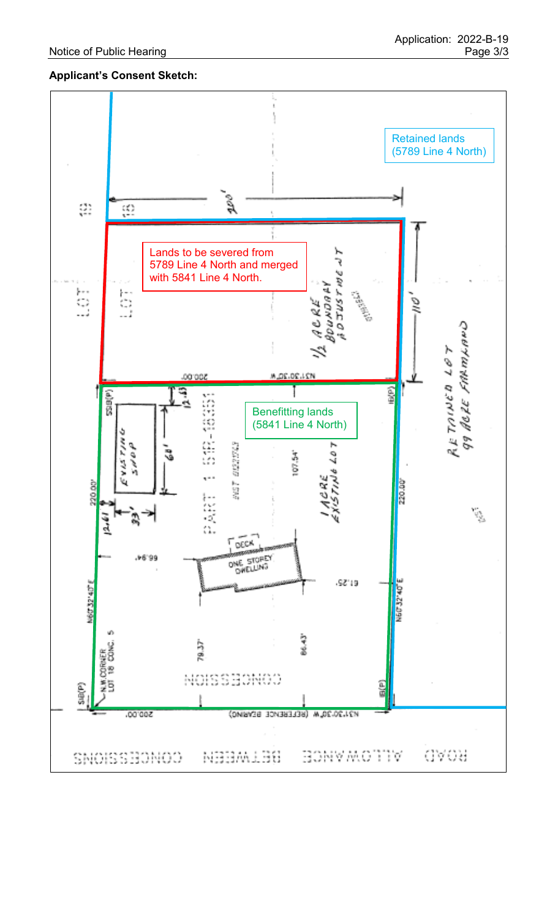**Applicant's Consent Sketch:**

Retained lands (5789 Line 4 North)

Lands to be severed from 5789 Line 4 North and merged with 5841 Line 4 North.

Benefitting lands (5841 Line 4 North)

200'

110'

1/2 ACRE BOUNDARY ADJUSTMENT

RETAINED LOT 99 ACRE FARMLAND

1 ACRE EXISTING LOT

EXISTING SHOP

68'

12.83

33'

12.61

200.00'

N31°30'30"W

220.00'

N60°32'40"E

107.54'

66.94'

61.25'

79.37'

86.43'

DECK

ONE STOREY DWELLING

PART 1 51R-16051

N.W. CORNER LOT 18 CONC. 5

SSIB(P)

SIB(P)

IB(P)

CONCESSION

N31°30'30"W (REFERENCE BEARING)

LOT

ROAD ALLOWANCE BETWEEN CONCESSIONS